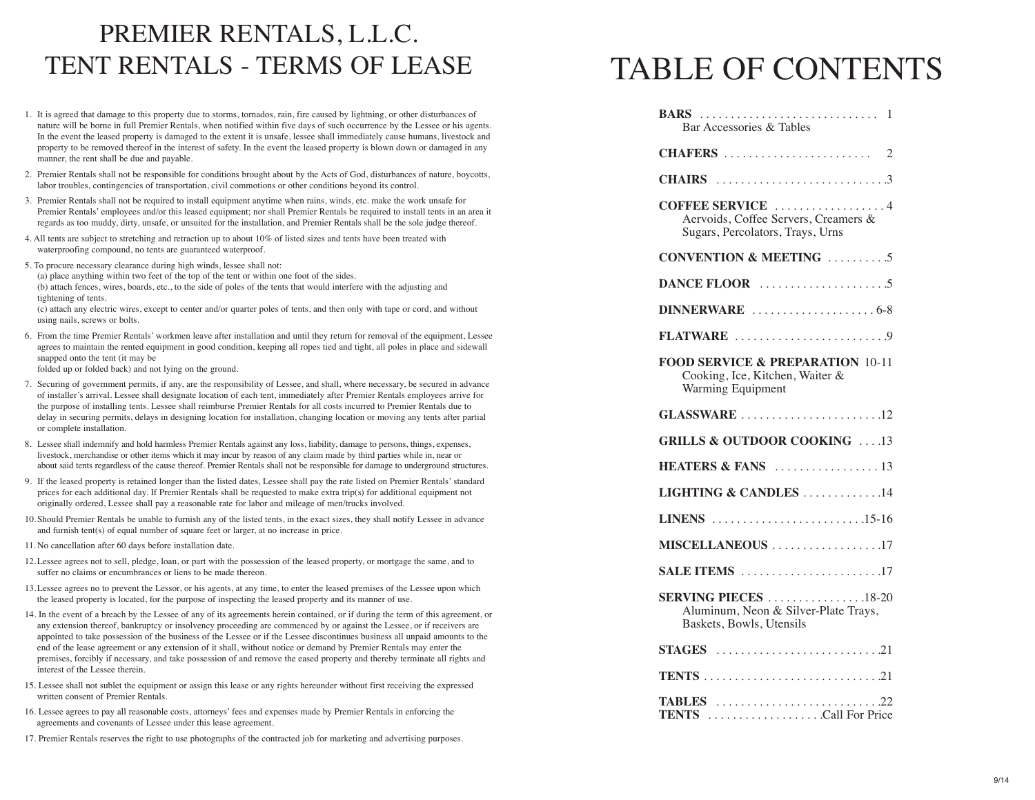# PREMIER RENTALS, L.L.C.
# TENT RENTALS - TERMS OF LEASE

1. It is agreed that damage to this property due to storms, tornados, rain, fire caused by lightning, or other disturbances of nature will be borne in full Premier Rentals, when notified within five days of such occurrence by the Lessee or his agents. In the event the leased property is damaged to the extent it is unsafe, lessee shall immediately cause humans, livestock and property to be removed thereof in the interest of safety. In the event the leased property is blown down or damaged in any manner, the rent shall be due and payable.
2. Premier Rentals shall not be responsible for conditions brought about by the Acts of God, disturbances of nature, boycotts, labor troubles, contingencies of transportation, civil commotions or other conditions beyond its control.
3. Premier Rentals shall not be required to install equipment anytime when rains, winds, etc. make the work unsafe for Premier Rentals' employees and/or this leased equipment; nor shall Premier Rentals be required to install tents in an area it regards as too muddy, dirty, unsafe, or unsuited for the installation, and Premier Rentals shall be the sole judge thereof.
4. All tents are subject to stretching and retraction up to about 10% of listed sizes and tents have been treated with waterproofing compound, no tents are guaranteed waterproof.
5. To procure necessary clearance during high winds, lessee shall not:
   (a) place anything within two feet of the top of the tent or within one foot of the sides.
   (b) attach fences, wires, boards, etc., to the side of poles of the tents that would interfere with the adjusting and tightening of tents.
   (c) attach any electric wires, except to center and/or quarter poles of tents, and then only with tape or cord, and without using nails, screws or bolts.
6. From the time Premier Rentals' workmen leave after installation and until they return for removal of the equipment, Lessee agrees to maintain the rented equipment in good condition, keeping all ropes tied and tight, all poles in place and sidewall snapped onto the tent (it may be folded up or folded back) and not lying on the ground.
7. Securing of government permits, if any, are the responsibility of Lessee, and shall, where necessary, be secured in advance of installer's arrival. Lessee shall designate location of each tent, immediately after Premier Rentals employees arrive for the purpose of installing tents. Lessee shall reimburse Premier Rentals for all costs incurred to Premier Rentals due to delay in securing permits, delays in designing location for installation, changing location or moving any tents after partial or complete installation.
8. Lessee shall indemnify and hold harmless Premier Rentals against any loss, liability, damage to persons, things, expenses, livestock, merchandise or other items which it may incur by reason of any claim made by third parties while in, near or about said tents regardless of the cause thereof. Premier Rentals shall not be responsible for damage to underground structures.
9. If the leased property is retained longer than the listed dates, Lessee shall pay the rate listed on Premier Rentals' standard prices for each additional day. If Premier Rentals shall be requested to make extra trip(s) for additional equipment not originally ordered, Lessee shall pay a reasonable rate for labor and mileage of men/trucks involved.
10. Should Premier Rentals be unable to furnish any of the listed tents, in the exact sizes, they shall notify Lessee in advance and furnish tent(s) of equal number of square feet or larger, at no increase in price.
11. No cancellation after 60 days before installation date.
12. Lessee agrees not to sell, pledge, loan, or part with the possession of the leased property, or mortgage the same, and to suffer no claims or encumbrances or liens to be made thereon.
13. Lessee agrees no to prevent the Lessor, or his agents, at any time, to enter the leased premises of the Lessee upon which the leased property is located, for the purpose of inspecting the leased property and its manner of use.
14. In the event of a breach by the Lessee of any of its agreements herein contained, or if during the term of this agreement, or any extension thereof, bankruptcy or insolvency proceeding are commenced by or against the Lessee, or if receivers are appointed to take possession of the business of the Lessee or if the Lessee discontinues business all unpaid amounts to the end of the lease agreement or any extension of it shall, without notice or demand by Premier Rentals may enter the premises, forcibly if necessary, and take possession of and remove the eased property and thereby terminate all rights and interest of the Lessee therein.
15. Lessee shall not sublet the equipment or assign this lease or any rights hereunder without first receiving the expressed written consent of Premier Rentals.
16. Lessee agrees to pay all reasonable costs, attorneys' fees and expenses made by Premier Rentals in enforcing the agreements and covenants of Lessee under this lease agreement.
17. Premier Rentals reserves the right to use photographs of the contracted job for marketing and advertising purposes.

# TABLE OF CONTENTS

**BARS** ............................. 1
Bar Accessories & Tables

**CHAFERS** ........................ 2

**CHAIRS** ............................3

**COFFEE SERVICE** .................. 4
Aervoids, Coffee Servers, Creamers & Sugars, Percolators, Trays, Urns

**CONVENTION & MEETING** ..........5

**DANCE FLOOR** .....................5

**DINNERWARE** .................... 6-8

**FLATWARE** .........................9

**FOOD SERVICE & PREPARATION** 10-11
Cooking, Ice, Kitchen, Waiter & Warming Equipment

**GLASSWARE** .......................12

**GRILLS & OUTDOOR COOKING** ....13

**HEATERS & FANS** ................. 13

**LIGHTING & CANDLES** .............14

**LINENS** .........................15-16

**MISCELLANEOUS** ..................17

**SALE ITEMS** .......................17

**SERVING PIECES** ................18-20
Aluminum, Neon & Silver-Plate Trays, Baskets, Bowls, Utensils

**STAGES** ...........................21

**TENTS** .............................21

**TABLES** ...........................22

**TENTS** ...................Call For Price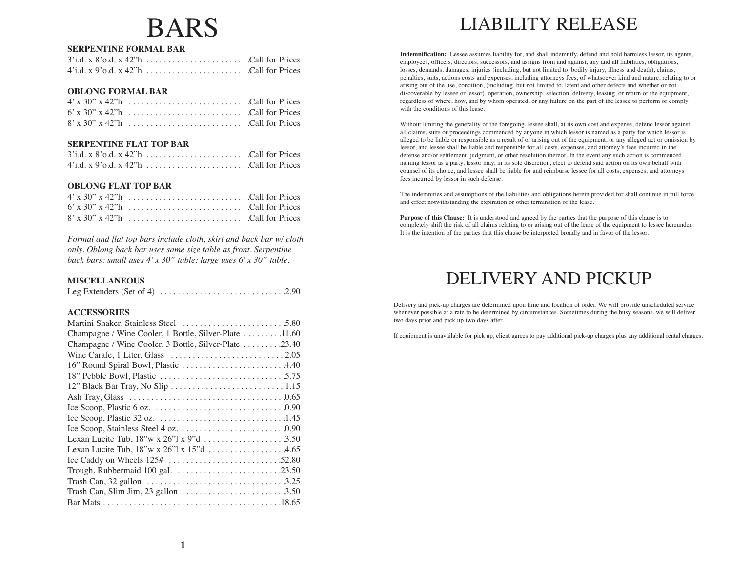# BARS

**SERPENTINE FORMAL BAR**

| | |
|---|---|
| 3'i.d. x 8'o.d. x 42"h | Call for Prices |
| 4'i.d. x 9'o.d. x 42"h | Call for Prices |

**OBLONG FORMAL BAR**

| | |
|---|---|
| 4' x 30" x 42"h | Call for Prices |
| 6' x 30" x 42"h | Call for Prices |
| 8' x 30" x 42"h | Call for Prices |

**SERPENTINE FLAT TOP BAR**

| | |
|---|---|
| 3'i.d. x 8'o.d. x 42"h | Call for Prices |
| 4'i.d. x 9'o.d. x 42"h | Call for Prices |

**OBLONG FLAT TOP BAR**

| | |
|---|---|
| 4' x 30" x 42"h | Call for Prices |
| 6' x 30" x 42"h | Call for Prices |
| 8' x 30" x 42"h | Call for Prices |

*Formal and flat top bars include cloth, skirt and back bar w/ cloth only. Oblong back bar uses same size table as front. Serpentine back bars: small uses 4' x 30" table; large uses 6' x 30" table.*

**MISCELLANEOUS**

| | |
|---|---|
| Leg Extenders (Set of 4) | 2.90 |

**ACCESSORIES**

| | |
|---|---|
| Martini Shaker, Stainless Steel | 5.80 |
| Champagne / Wine Cooler, 1 Bottle, Silver-Plate | 11.60 |
| Champagne / Wine Cooler, 3 Bottle, Silver-Plate | 23.40 |
| Wine Carafe, 1 Liter, Glass | 2.05 |
| 16" Round Spiral Bowl, Plastic | 4.40 |
| 18" Pebble Bowl, Plastic | 5.75 |
| 12" Black Bar Tray, No Slip | 1.15 |
| Ash Tray, Glass | 0.65 |
| Ice Scoop, Plastic 6 oz. | 0.90 |
| Ice Scoop, Plastic 32 oz. | 1.45 |
| Ice Scoop, Stainless Steel 4 oz. | 0.90 |
| Lexan Lucite Tub, 18"w x 26"l x 9"d | 3.50 |
| Lexan Lucite Tub, 18"w x 26"l x 15"d | 4.65 |
| Ice Caddy on Wheels 125# | 52.80 |
| Trough, Rubbermaid 100 gal. | 23.50 |
| Trash Can, 32 gallon | 3.25 |
| Trash Can, Slim Jim, 23 gallon | 3.50 |
| Bar Mats | 18.65 |

# LIABILITY RELEASE

**Indemnification:** Lessee assumes liability for, and shall indemnify, defend and hold harmless lessor, its agents, employees, officers, directors, successors, and assigns from and against, any and all liabilities, obligations, losses, demands, damages, injuries (including, but not limited to, bodily injury, illness and death), claims, penalties, suits, actions costs and expenses, including attorneys fees, of whatsoever kind and nature, relating to or arising out of the use, condition, (including, but not limited to, latent and other defects and whether or not discoverable by lessee or lessor), operation, ownership, selection, delivery, leasing, or return of the equipment, regardless of where, how, and by whom operated, or any failure on the part of the lessee to perform or comply with the conditions of this lease.

Without limiting the generality of the foregoing, lessee shall, at its own cost and expense, defend lessor against all claims, suits or proceedings commenced by anyone in which lessor is named as a party for which lessor is alleged to be liable or responsible as a result of or arising out of the equipment, or any alleged act or omission by lessor, and lessee shall be liable and responsible for all costs, expenses, and attorney's fees incurred in the defense and/or settlement, judgment, or other resolution thereof. In the event any such action is commenced naming lessor as a party, lessor may, in its sole discretion, elect to defend said action on its own behalf with counsel of its choice, and lessee shall be liable for and reimburse lessee for all costs, expenses, and attorneys fees incurred by lessor in such defense.

The indemnities and assumptions of the liabilities and obligations herein provided for shall continue in full force and effect notwithstanding the expiration or other termination of the lease.

**Purpose of this Clause:** It is understood and agreed by the parties that the purpose of this clause is to completely shift the risk of all claims relating to or arising out of the lease of the equipment to lessee hereunder. It is the intention of the parties that this clause be interpreted broadly and in favor of the lessor.

# DELIVERY AND PICKUP

Delivery and pick-up charges are determined upon time and location of order. We will provide unscheduled service whenever possible at a rate to be determined by circumstances. Sometimes during the busy seasons, we will deliver two days prior and pick up two days after.

If equipment is unavailable for pick up, client agrees to pay additional pick-up charges plus any additional rental charges.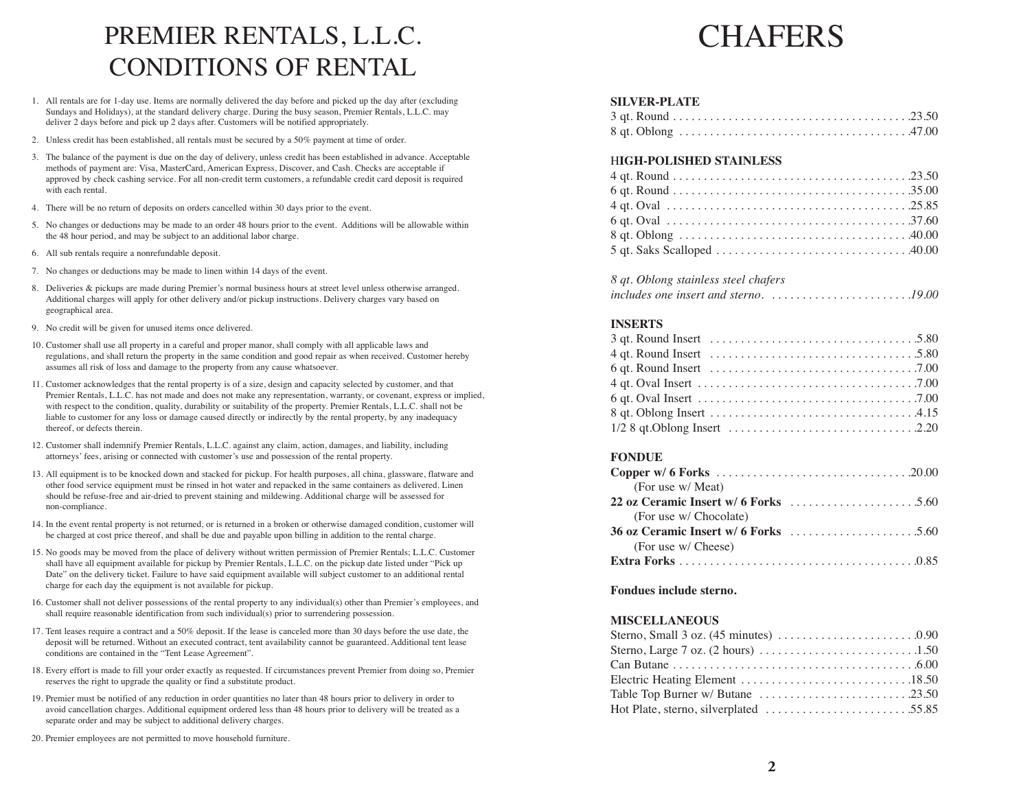# PREMIER RENTALS, L.L.C. CONDITIONS OF RENTAL

1. All rentals are for 1-day use. Items are normally delivered the day before and picked up the day after (excluding Sundays and Holidays), at the standard delivery charge. During the busy season, Premier Rentals, L.L.C. may deliver 2 days before and pick up 2 days after. Customers will be notified appropriately.
2. Unless credit has been established, all rentals must be secured by a 50% payment at time of order.
3. The balance of the payment is due on the day of delivery, unless credit has been established in advance. Acceptable methods of payment are: Visa, MasterCard, American Express, Discover, and Cash. Checks are acceptable if approved by check cashing service. For all non-credit term customers, a refundable credit card deposit is required with each rental.
4. There will be no return of deposits on orders cancelled within 30 days prior to the event.
5. No changes or deductions may be made to an order 48 hours prior to the event. Additions will be allowable within the 48 hour period, and may be subject to an additional labor charge.
6. All sub rentals require a nonrefundable deposit.
7. No changes or deductions may be made to linen within 14 days of the event.
8. Deliveries & pickups are made during Premier's normal business hours at street level unless otherwise arranged. Additional charges will apply for other delivery and/or pickup instructions. Delivery charges vary based on geographical area.
9. No credit will be given for unused items once delivered.
10. Customer shall use all property in a careful and proper manor, shall comply with all applicable laws and regulations, and shall return the property in the same condition and good repair as when received. Customer hereby assumes all risk of loss and damage to the property from any cause whatsoever.
11. Customer acknowledges that the rental property is of a size, design and capacity selected by customer, and that Premier Rentals, L.L.C. has not made and does not make any representation, warranty, or covenant, express or implied, with respect to the condition, quality, durability or suitability of the property. Premier Rentals, L.L.C. shall not be liable to customer for any loss or damage caused directly or indirectly by the rental property, by any inadequacy thereof, or defects therein.
12. Customer shall indemnify Premier Rentals, L.L.C. against any claim, action, damages, and liability, including attorneys' fees, arising or connected with customer's use and possession of the rental property.
13. All equipment is to be knocked down and stacked for pickup. For health purposes, all china, glassware, flatware and other food service equipment must be rinsed in hot water and repacked in the same containers as delivered. Linen should be refuse-free and air-dried to prevent staining and mildewing. Additional charge will be assessed for non-compliance.
14. In the event rental property is not returned, or is returned in a broken or otherwise damaged condition, customer will be charged at cost price thereof, and shall be due and payable upon billing in addition to the rental charge.
15. No goods may be moved from the place of delivery without written permission of Premier Rentals; L.L.C. Customer shall have all equipment available for pickup by Premier Rentals, L.L.C. on the pickup date listed under "Pick up Date" on the delivery ticket. Failure to have said equipment available will subject customer to an additional rental charge for each day the equipment is not available for pickup.
16. Customer shall not deliver possessions of the rental property to any individual(s) other than Premier's employees, and shall require reasonable identification from such individual(s) prior to surrendering possession.
17. Tent leases require a contract and a 50% deposit. If the lease is canceled more than 30 days before the use date, the deposit will be returned. Without an executed contract, tent availability cannot be guaranteed. Additional tent lease conditions are contained in the "Tent Lease Agreement".
18. Every effort is made to fill your order exactly as requested. If circumstances prevent Premier from doing so, Premier reserves the right to upgrade the quality or find a substitute product.
19. Premier must be notified of any reduction in order quantities no later than 48 hours prior to delivery in order to avoid cancellation charges. Additional equipment ordered less than 48 hours prior to delivery will be treated as a separate order and may be subject to additional delivery charges.
20. Premier employees are not permitted to move household furniture.

# CHAFERS

**SILVER-PLATE**

3 qt. Round . . . . . . . . . . . . . . . . . . . . . . . . . . . . . . . . . . . . . .23.50
8 qt. Oblong . . . . . . . . . . . . . . . . . . . . . . . . . . . . . . . . . . . . .47.00

**HIGH-POLISHED STAINLESS**

4 qt. Round . . . . . . . . . . . . . . . . . . . . . . . . . . . . . . . . . . . . . .23.50
6 qt. Round . . . . . . . . . . . . . . . . . . . . . . . . . . . . . . . . . . . . . .35.00
4 qt. Oval . . . . . . . . . . . . . . . . . . . . . . . . . . . . . . . . . . . . . . .25.85
6 qt. Oval . . . . . . . . . . . . . . . . . . . . . . . . . . . . . . . . . . . . . . .37.60
8 qt. Oblong . . . . . . . . . . . . . . . . . . . . . . . . . . . . . . . . . . . . .40.00
5 qt. Saks Scalloped . . . . . . . . . . . . . . . . . . . . . . . . . . . . . . .40.00

*8 qt. Oblong stainless steel chafers includes one insert and sterno. . . . . . . . . . . . . . . . . . . . . . . .19.00*

**INSERTS**

3 qt. Round Insert . . . . . . . . . . . . . . . . . . . . . . . . . . . . . . . . .5.80
4 qt. Round Insert . . . . . . . . . . . . . . . . . . . . . . . . . . . . . . . . .5.80
6 qt. Round Insert . . . . . . . . . . . . . . . . . . . . . . . . . . . . . . . . .7.00
4 qt. Oval Insert . . . . . . . . . . . . . . . . . . . . . . . . . . . . . . . . . . .7.00
6 qt. Oval Insert . . . . . . . . . . . . . . . . . . . . . . . . . . . . . . . . . . .7.00
8 qt. Oblong Insert . . . . . . . . . . . . . . . . . . . . . . . . . . . . . . . . .4.15
1/2 8 qt.Oblong Insert . . . . . . . . . . . . . . . . . . . . . . . . . . . . . .2.20

**FONDUE**

**Copper w/ 6 Forks** . . . . . . . . . . . . . . . . . . . . . . . . . . . . . . .20.00
(For use w/ Meat)
**22 oz Ceramic Insert w/ 6 Forks** . . . . . . . . . . . . . . . . . . . .5.60
(For use w/ Chocolate)
**36 oz Ceramic Insert w/ 6 Forks** . . . . . . . . . . . . . . . . . . . .5.60
(For use w/ Cheese)
**Extra Forks** . . . . . . . . . . . . . . . . . . . . . . . . . . . . . . . . . . . . . .0.85

**Fondues include sterno.**

**MISCELLANEOUS**

Sterno, Small 3 oz. (45 minutes) . . . . . . . . . . . . . . . . . . . . . .0.90
Sterno, Large 7 oz. (2 hours) . . . . . . . . . . . . . . . . . . . . . . . . .1.50
Can Butane . . . . . . . . . . . . . . . . . . . . . . . . . . . . . . . . . . . . . . .6.00
Electric Heating Element . . . . . . . . . . . . . . . . . . . . . . . . . . .18.50
Table Top Burner w/ Butane . . . . . . . . . . . . . . . . . . . . . . . .23.50
Hot Plate, sterno, silverplated . . . . . . . . . . . . . . . . . . . . . . .55.85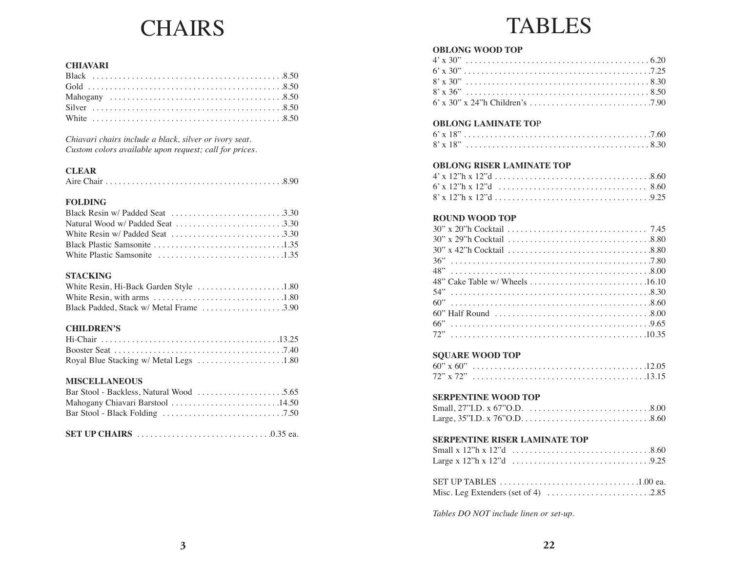# CHAIRS

**CHIAVARI**

| Item | Price |
|---|---|
| Black | 8.50 |
| Gold | 8.50 |
| Mahogany | 8.50 |
| Silver | 8.50 |
| White | 8.50 |

*Chiavari chairs include a black, silver or ivory seat.*
*Custom colors available upon request; call for prices.*

**CLEAR**

| Item | Price |
|---|---|
| Aire Chair | 8.90 |

**FOLDING**

| Item | Price |
|---|---|
| Black Resin w/ Padded Seat | 3.30 |
| Natural Wood w/ Padded Seat | 3.30 |
| White Resin w/ Padded Seat | 3.30 |
| Black Plastic Samsonite | 1.35 |
| White Plastic Samsonite | 1.35 |

**STACKING**

| Item | Price |
|---|---|
| White Resin, Hi-Back Garden Style | 1.80 |
| White Resin, with arms | 1.80 |
| Black Padded, Stack w/ Metal Frame | 3.90 |

**CHILDREN'S**

| Item | Price |
|---|---|
| Hi-Chair | 13.25 |
| Booster Seat | 7.40 |
| Royal Blue Stacking w/ Metal Legs | 1.80 |

**MISCELLANEOUS**

| Item | Price |
|---|---|
| Bar Stool - Backless, Natural Wood | 5.65 |
| Mahogany Chiavari Barstool | 14.50 |
| Bar Stool - Black Folding | 7.50 |

**SET UP CHAIRS** .......... 0.35 ea.

# TABLES

**OBLONG WOOD TOP**

| Item | Price |
|---|---|
| 4' x 30" | 6.20 |
| 6' x 30" | 7.25 |
| 8' x 30" | 8.30 |
| 8' x 36" | 8.50 |
| 6' x 30" x 24"h Children's | 7.90 |

**OBLONG LAMINATE TOP**

| Item | Price |
|---|---|
| 6' x 18" | 7.60 |
| 8' x 18" | 8.30 |

**OBLONG RISER LAMINATE TOP**

| Item | Price |
|---|---|
| 4' x 12"h x 12"d | 8.60 |
| 6' x 12"h x 12"d | 8.60 |
| 8' x 12"h x 12"d | 9.25 |

**ROUND WOOD TOP**

| Item | Price |
|---|---|
| 30" x 20"h Cocktail | 7.45 |
| 30" x 29"h Cocktail | 8.80 |
| 30" x 42"h Cocktail | 8.80 |
| 36" | 7.80 |
| 48" | 8.00 |
| 48" Cake Table w/ Wheels | 16.10 |
| 54" | 8.30 |
| 60" | 8.60 |
| 60" Half Round | 8.00 |
| 66" | 9.65 |
| 72" | 10.35 |

**SQUARE WOOD TOP**

| Item | Price |
|---|---|
| 60" x 60" | 12.05 |
| 72" x 72" | 13.15 |

**SERPENTINE WOOD TOP**

| Item | Price |
|---|---|
| Small, 27"I.D. x 67"O.D. | 8.00 |
| Large, 35"I.D. x 76"O.D. | 8.60 |

**SERPENTINE RISER LAMINATE TOP**

| Item | Price |
|---|---|
| Small x 12"h x 12"d | 8.60 |
| Large x 12"h x 12"d | 9.25 |

SET UP TABLES .......... 1.00 ea.
Misc. Leg Extenders (set of 4) .......... 2.85

*Tables DO NOT include linen or set-up.*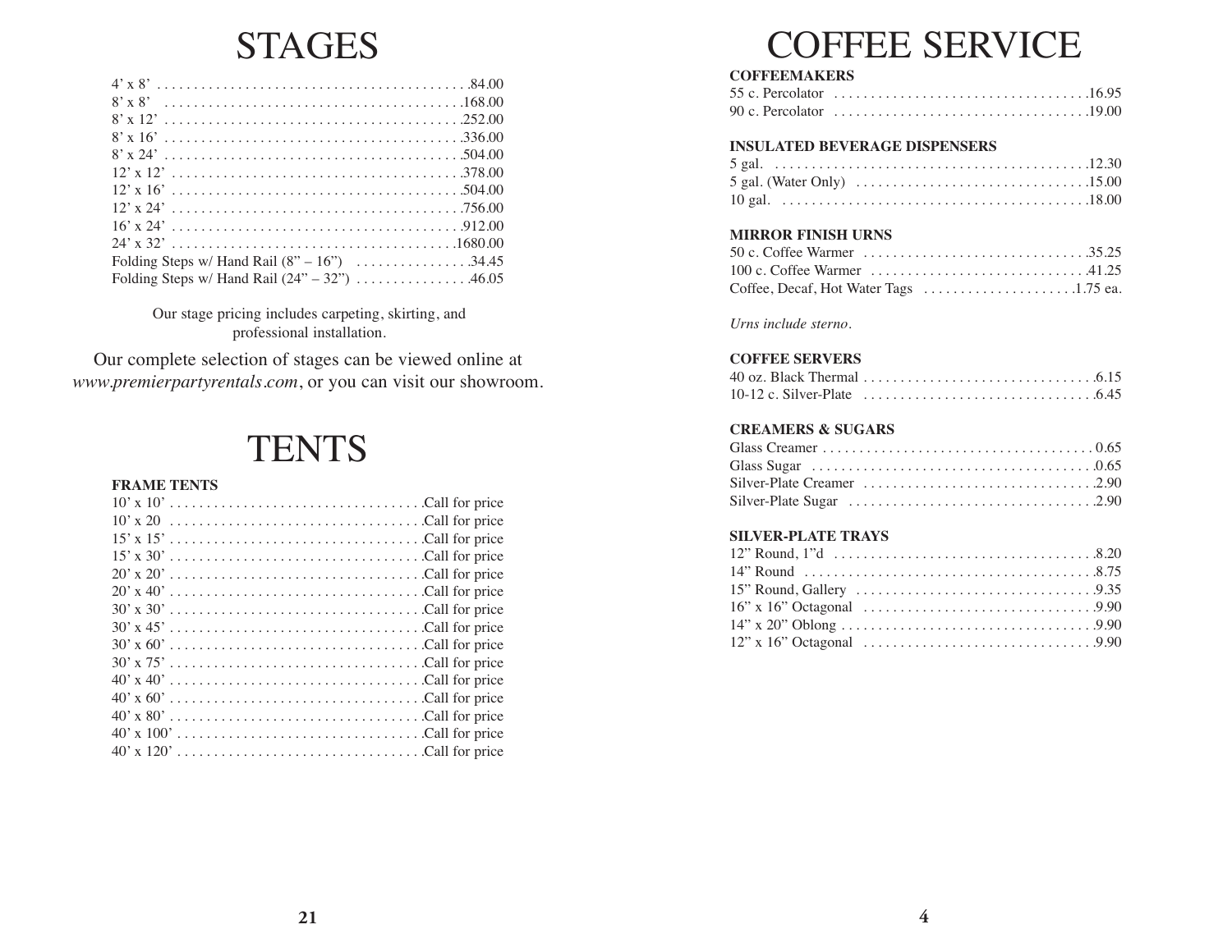# STAGES

| Item | Price |
|---|---|
| 4' x 8' | 84.00 |
| 8' x 8' | 168.00 |
| 8' x 12' | 252.00 |
| 8' x 16' | 336.00 |
| 8' x 24' | 504.00 |
| 12' x 12' | 378.00 |
| 12' x 16' | 504.00 |
| 12' x 24' | 756.00 |
| 16' x 24' | 912.00 |
| 24' x 32' | 1680.00 |
| Folding Steps w/ Hand Rail (8" – 16") | 34.45 |
| Folding Steps w/ Hand Rail (24" – 32") | 46.05 |

Our stage pricing includes carpeting, skirting, and professional installation.

Our complete selection of stages can be viewed online at *www.premierpartyrentals.com*, or you can visit our showroom.

# TENTS

**FRAME TENTS**

| Item | Price |
|---|---|
| 10' x 10' | Call for price |
| 10' x 20 | Call for price |
| 15' x 15' | Call for price |
| 15' x 30' | Call for price |
| 20' x 20' | Call for price |
| 20' x 40' | Call for price |
| 30' x 30' | Call for price |
| 30' x 45' | Call for price |
| 30' x 60' | Call for price |
| 30' x 75' | Call for price |
| 40' x 40' | Call for price |
| 40' x 60' | Call for price |
| 40' x 80' | Call for price |
| 40' x 100' | Call for price |
| 40' x 120' | Call for price |

# COFFEE SERVICE

**COFFEEMAKERS**

| Item | Price |
|---|---|
| 55 c. Percolator | 16.95 |
| 90 c. Percolator | 19.00 |

**INSULATED BEVERAGE DISPENSERS**

| Item | Price |
|---|---|
| 5 gal. | 12.30 |
| 5 gal. (Water Only) | 15.00 |
| 10 gal. | 18.00 |

**MIRROR FINISH URNS**

| Item | Price |
|---|---|
| 50 c. Coffee Warmer | 35.25 |
| 100 c. Coffee Warmer | 41.25 |
| Coffee, Decaf, Hot Water Tags | 1.75 ea. |

*Urns include sterno.*

**COFFEE SERVERS**

| Item | Price |
|---|---|
| 40 oz. Black Thermal | 6.15 |
| 10-12 c. Silver-Plate | 6.45 |

**CREAMERS & SUGARS**

| Item | Price |
|---|---|
| Glass Creamer | 0.65 |
| Glass Sugar | 0.65 |
| Silver-Plate Creamer | 2.90 |
| Silver-Plate Sugar | 2.90 |

**SILVER-PLATE TRAYS**

| Item | Price |
|---|---|
| 12" Round, 1"d | 8.20 |
| 14" Round | 8.75 |
| 15" Round, Gallery | 9.35 |
| 16" x 16" Octagonal | 9.90 |
| 14" x 20" Oblong | 9.90 |
| 12" x 16" Octagonal | 9.90 |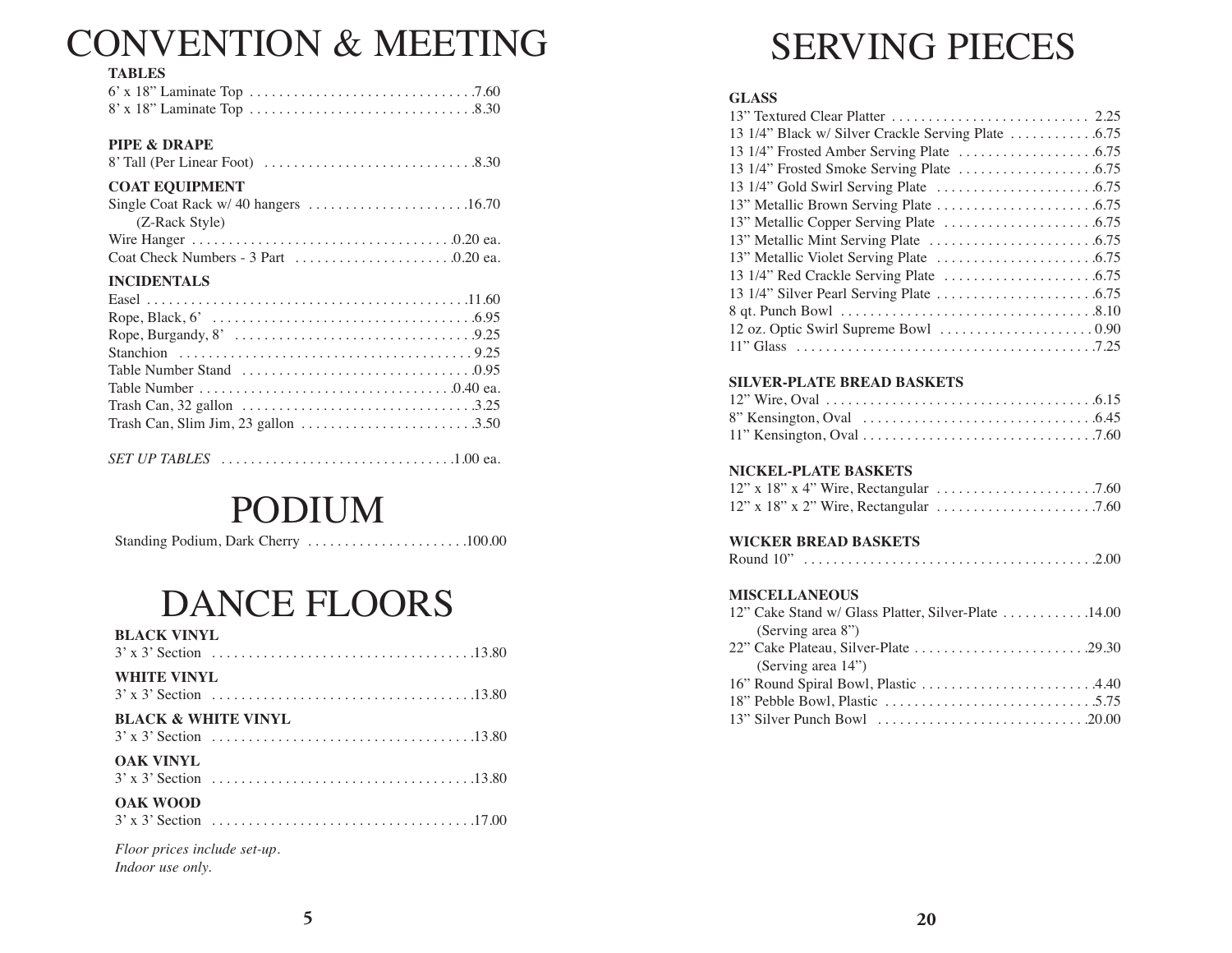# CONVENTION & MEETING

### TABLES

6' x 18" Laminate Top . . . . . . . . . . . . . . . . . . . . . . . . . . . . . .7.60
8' x 18" Laminate Top . . . . . . . . . . . . . . . . . . . . . . . . . . . . . .8.30

### PIPE & DRAPE

8' Tall (Per Linear Foot) . . . . . . . . . . . . . . . . . . . . . . . . . . . .8.30

### COAT EQUIPMENT

Single Coat Rack w/ 40 hangers . . . . . . . . . . . . . . . . . . . . . .16.70
(Z-Rack Style)
Wire Hanger . . . . . . . . . . . . . . . . . . . . . . . . . . . . . . . . . . . .0.20 ea.
Coat Check Numbers - 3 Part . . . . . . . . . . . . . . . . . . . . . .0.20 ea.

### INCIDENTALS

Easel . . . . . . . . . . . . . . . . . . . . . . . . . . . . . . . . . . . . . . . . . . .11.60
Rope, Black, 6' . . . . . . . . . . . . . . . . . . . . . . . . . . . . . . . . . . .6.95
Rope, Burgandy, 8' . . . . . . . . . . . . . . . . . . . . . . . . . . . . . . . .9.25
Stanchion . . . . . . . . . . . . . . . . . . . . . . . . . . . . . . . . . . . . . . . 9.25
Table Number Stand . . . . . . . . . . . . . . . . . . . . . . . . . . . . . . .0.95
Table Number . . . . . . . . . . . . . . . . . . . . . . . . . . . . . . . . . . .0.40 ea.
Trash Can, 32 gallon . . . . . . . . . . . . . . . . . . . . . . . . . . . . . . .3.25
Trash Can, Slim Jim, 23 gallon . . . . . . . . . . . . . . . . . . . . . . . .3.50

*SET UP TABLES* . . . . . . . . . . . . . . . . . . . . . . . . . . . . . . . .1.00 ea.

# PODIUM

Standing Podium, Dark Cherry . . . . . . . . . . . . . . . . . . . . . .100.00

# DANCE FLOORS

### BLACK VINYL

3' x 3' Section . . . . . . . . . . . . . . . . . . . . . . . . . . . . . . . . . . .13.80

### WHITE VINYL

3' x 3' Section . . . . . . . . . . . . . . . . . . . . . . . . . . . . . . . . . . .13.80

### BLACK & WHITE VINYL

3' x 3' Section . . . . . . . . . . . . . . . . . . . . . . . . . . . . . . . . . . .13.80

### OAK VINYL

3' x 3' Section . . . . . . . . . . . . . . . . . . . . . . . . . . . . . . . . . . .13.80

### OAK WOOD

3' x 3' Section . . . . . . . . . . . . . . . . . . . . . . . . . . . . . . . . . . .17.00

*Floor prices include set-up.*
*Indoor use only.*

# SERVING PIECES

### GLASS

13" Textured Clear Platter . . . . . . . . . . . . . . . . . . . . . . . . . . 2.25
13 1/4" Black w/ Silver Crackle Serving Plate . . . . . . . . . . . .6.75
13 1/4" Frosted Amber Serving Plate . . . . . . . . . . . . . . . . . . .6.75
13 1/4" Frosted Smoke Serving Plate . . . . . . . . . . . . . . . . . . .6.75
13 1/4" Gold Swirl Serving Plate . . . . . . . . . . . . . . . . . . . . . .6.75
13" Metallic Brown Serving Plate . . . . . . . . . . . . . . . . . . . . . .6.75
13" Metallic Copper Serving Plate . . . . . . . . . . . . . . . . . . . . .6.75
13" Metallic Mint Serving Plate . . . . . . . . . . . . . . . . . . . . . . .6.75
13" Metallic Violet Serving Plate . . . . . . . . . . . . . . . . . . . . . .6.75
13 1/4" Red Crackle Serving Plate . . . . . . . . . . . . . . . . . . . . .6.75
13 1/4" Silver Pearl Serving Plate . . . . . . . . . . . . . . . . . . . . . .6.75
8 qt. Punch Bowl . . . . . . . . . . . . . . . . . . . . . . . . . . . . . . . . . .8.10
12 oz. Optic Swirl Supreme Bowl . . . . . . . . . . . . . . . . . . . . . 0.90
11" Glass . . . . . . . . . . . . . . . . . . . . . . . . . . . . . . . . . . . . . . . .7.25

### SILVER-PLATE BREAD BASKETS

12" Wire, Oval . . . . . . . . . . . . . . . . . . . . . . . . . . . . . . . . . . . .6.15
8" Kensington, Oval . . . . . . . . . . . . . . . . . . . . . . . . . . . . . . . .6.45
11" Kensington, Oval . . . . . . . . . . . . . . . . . . . . . . . . . . . . . . . .7.60

### NICKEL-PLATE BASKETS

12" x 18" x 4" Wire, Rectangular . . . . . . . . . . . . . . . . . . . . . .7.60
12" x 18" x 2" Wire, Rectangular . . . . . . . . . . . . . . . . . . . . . .7.60

### WICKER BREAD BASKETS

Round 10" . . . . . . . . . . . . . . . . . . . . . . . . . . . . . . . . . . . . . . .2.00

### MISCELLANEOUS

12" Cake Stand w/ Glass Platter, Silver-Plate . . . . . . . . . . . .14.00
(Serving area 8")
22" Cake Plateau, Silver-Plate . . . . . . . . . . . . . . . . . . . . . . . .29.30
(Serving area 14")
16" Round Spiral Bowl, Plastic . . . . . . . . . . . . . . . . . . . . . . . .4.40
18" Pebble Bowl, Plastic . . . . . . . . . . . . . . . . . . . . . . . . . . . . .5.75
13" Silver Punch Bowl . . . . . . . . . . . . . . . . . . . . . . . . . . . . .20.00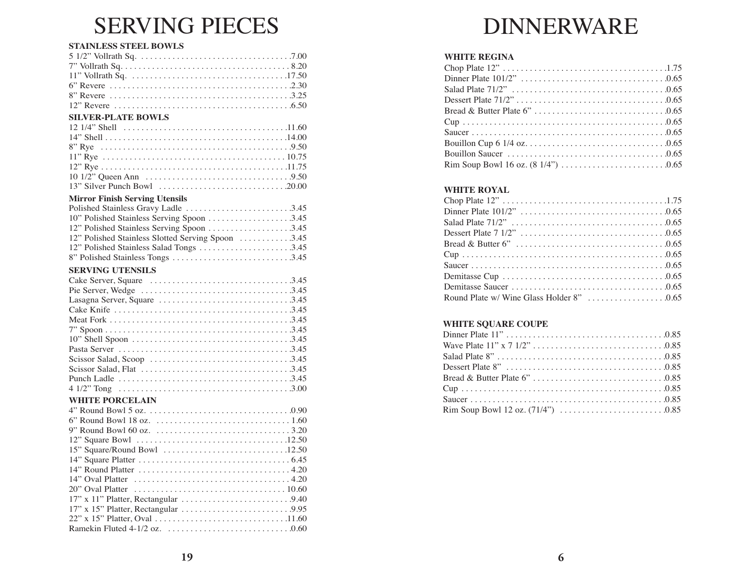# SERVING PIECES

**STAINLESS STEEL BOWLS**

| Item | Price |
|---|---|
| 5 1/2" Vollrath Sq. | 7.00 |
| 7" Vollrath Sq. | 8.20 |
| 11" Vollrath Sq. | 17.50 |
| 6" Revere | 2.30 |
| 8" Revere | 3.25 |
| 12" Revere | 6.50 |

**SILVER-PLATE BOWLS**

| Item | Price |
|---|---|
| 12 1/4" Shell | 11.60 |
| 14" Shell | 14.00 |
| 8" Rye | 9.50 |
| 11" Rye | 10.75 |
| 12" Rye | 11.75 |
| 10 1/2" Queen Ann | 9.50 |
| 13" Silver Punch Bowl | 20.00 |

**Mirror Finish Serving Utensils**

| Item | Price |
|---|---|
| Polished Stainless Gravy Ladle | 3.45 |
| 10" Polished Stainless Serving Spoon | 3.45 |
| 12" Polished Stainless Serving Spoon | 3.45 |
| 12" Polished Stainless Slotted Serving Spoon | 3.45 |
| 12" Polished Stainless Salad Tongs | 3.45 |
| 8" Polished Stainless Tongs | 3.45 |

**SERVING UTENSILS**

| Item | Price |
|---|---|
| Cake Server, Square | 3.45 |
| Pie Server, Wedge | 3.45 |
| Lasagna Server, Square | 3.45 |
| Cake Knife | 3.45 |
| Meat Fork | 3.45 |
| 7" Spoon | 3.45 |
| 10" Shell Spoon | 3.45 |
| Pasta Server | 3.45 |
| Scissor Salad, Scoop | 3.45 |
| Scissor Salad, Flat | 3.45 |
| Punch Ladle | 3.45 |
| 4 1/2" Tong | 3.00 |

**WHITE PORCELAIN**

| Item | Price |
|---|---|
| 4" Round Bowl 5 oz. | 0.90 |
| 6" Round Bowl 18 oz. | 1.60 |
| 9" Round Bowl 60 oz. | 3.20 |
| 12" Square Bowl | 12.50 |
| 15" Square/Round Bowl | 12.50 |
| 14" Square Platter | 6.45 |
| 14" Round Platter | 4.20 |
| 14" Oval Platter | 4.20 |
| 20" Oval Platter | 10.60 |
| 17" x 11" Platter, Rectangular | 9.40 |
| 17" x 15" Platter, Rectangular | 9.95 |
| 22" x 15" Platter, Oval | 11.60 |
| Ramekin Fluted 4-1/2 oz. | 0.60 |

# DINNERWARE

**WHITE REGINA**

| Item | Price |
|---|---|
| Chop Plate 12" | 1.75 |
| Dinner Plate 101/2" | 0.65 |
| Salad Plate 71/2" | 0.65 |
| Dessert Plate 71/2" | 0.65 |
| Bread & Butter Plate 6" | 0.65 |
| Cup | 0.65 |
| Saucer | 0.65 |
| Bouillon Cup 6 1/4 oz. | 0.65 |
| Bouillon Saucer | 0.65 |
| Rim Soup Bowl 16 oz. (8 1/4") | 0.65 |

**WHITE ROYAL**

| Item | Price |
|---|---|
| Chop Plate 12" | 1.75 |
| Dinner Plate 101/2" | 0.65 |
| Salad Plate 71/2" | 0.65 |
| Dessert Plate 7 1/2" | 0.65 |
| Bread & Butter 6" | 0.65 |
| Cup | 0.65 |
| Saucer | 0.65 |
| Demitasse Cup | 0.65 |
| Demitasse Saucer | 0.65 |
| Round Plate w/ Wine Glass Holder 8" | 0.65 |

**WHITE SQUARE COUPE**

| Item | Price |
|---|---|
| Dinner Plate 11" | 0.85 |
| Wave Plate 11" x 7 1/2" | 0.85 |
| Salad Plate 8" | 0.85 |
| Dessert Plate 8" | 0.85 |
| Bread & Butter Plate 6" | 0.85 |
| Cup | 0.85 |
| Saucer | 0.85 |
| Rim Soup Bowl 12 oz. (71/4") | 0.85 |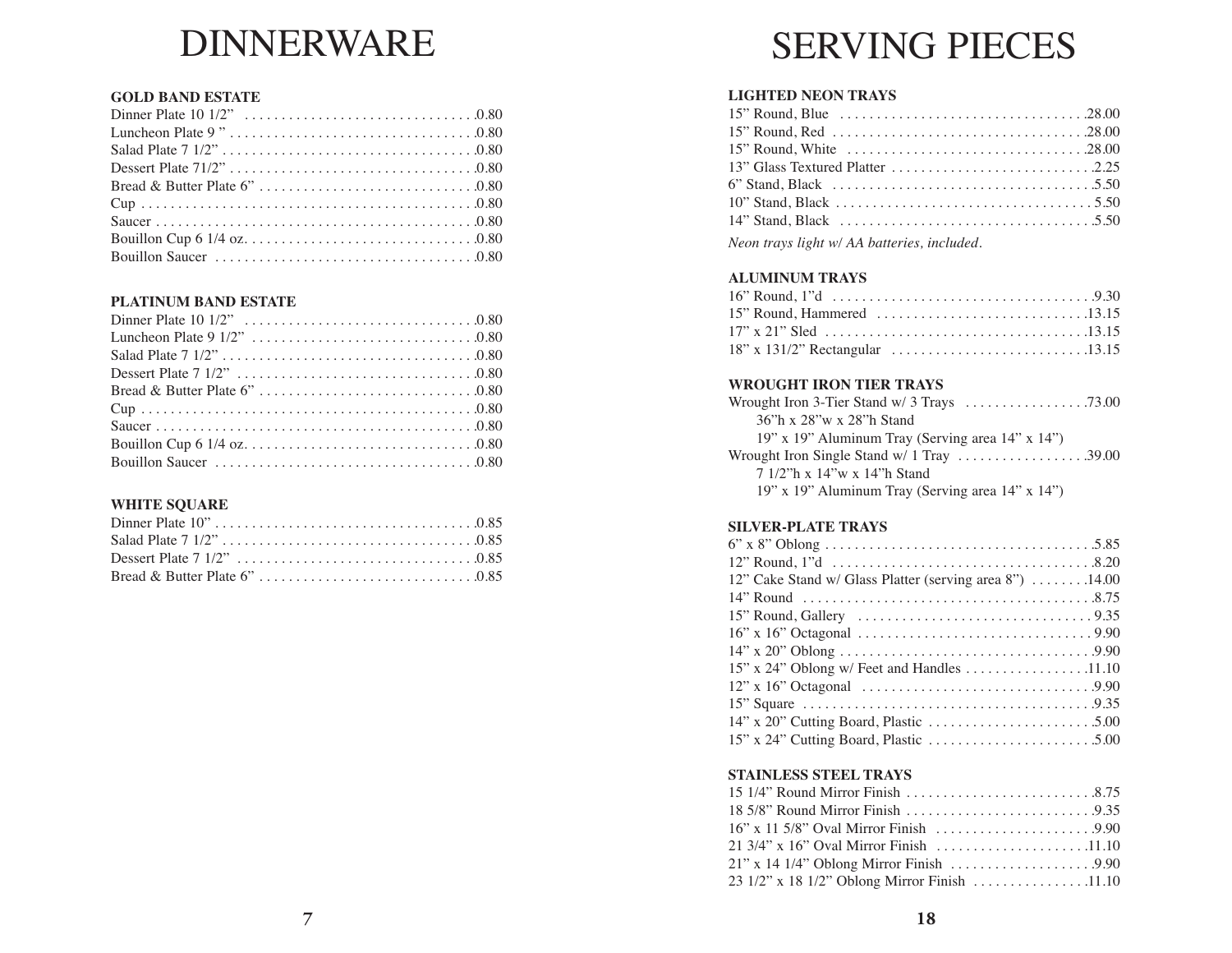# DINNERWARE

**GOLD BAND ESTATE**

Dinner Plate 10 1/2" . . . . . . . . . . . . . . . . . . . . . . . . . . . . . . . .0.80
Luncheon Plate 9 " . . . . . . . . . . . . . . . . . . . . . . . . . . . . . . . . .0.80
Salad Plate 7 1/2" . . . . . . . . . . . . . . . . . . . . . . . . . . . . . . . . . .0.80
Dessert Plate 71/2" . . . . . . . . . . . . . . . . . . . . . . . . . . . . . . . . .0.80
Bread & Butter Plate 6" . . . . . . . . . . . . . . . . . . . . . . . . . . . . .0.80
Cup . . . . . . . . . . . . . . . . . . . . . . . . . . . . . . . . . . . . . . . . . . . . .0.80
Saucer . . . . . . . . . . . . . . . . . . . . . . . . . . . . . . . . . . . . . . . . . . .0.80
Bouillon Cup 6 1/4 oz. . . . . . . . . . . . . . . . . . . . . . . . . . . . . . . .0.80
Bouillon Saucer . . . . . . . . . . . . . . . . . . . . . . . . . . . . . . . . . . . .0.80

**PLATINUM BAND ESTATE**

Dinner Plate 10 1/2" . . . . . . . . . . . . . . . . . . . . . . . . . . . . . . . .0.80
Luncheon Plate 9 1/2" . . . . . . . . . . . . . . . . . . . . . . . . . . . . . . .0.80
Salad Plate 7 1/2" . . . . . . . . . . . . . . . . . . . . . . . . . . . . . . . . . .0.80
Dessert Plate 7 1/2" . . . . . . . . . . . . . . . . . . . . . . . . . . . . . . . . .0.80
Bread & Butter Plate 6" . . . . . . . . . . . . . . . . . . . . . . . . . . . . .0.80
Cup . . . . . . . . . . . . . . . . . . . . . . . . . . . . . . . . . . . . . . . . . . . . .0.80
Saucer . . . . . . . . . . . . . . . . . . . . . . . . . . . . . . . . . . . . . . . . . . .0.80
Bouillon Cup 6 1/4 oz. . . . . . . . . . . . . . . . . . . . . . . . . . . . . . . .0.80
Bouillon Saucer . . . . . . . . . . . . . . . . . . . . . . . . . . . . . . . . . . . .0.80

**WHITE SQUARE**

Dinner Plate 10" . . . . . . . . . . . . . . . . . . . . . . . . . . . . . . . . . . .0.85
Salad Plate 7 1/2" . . . . . . . . . . . . . . . . . . . . . . . . . . . . . . . . . .0.85
Dessert Plate 7 1/2" . . . . . . . . . . . . . . . . . . . . . . . . . . . . . . . . .0.85
Bread & Butter Plate 6" . . . . . . . . . . . . . . . . . . . . . . . . . . . . .0.85

# SERVING PIECES

**LIGHTED NEON TRAYS**

15" Round, Blue . . . . . . . . . . . . . . . . . . . . . . . . . . . . . . . . .28.00
15" Round, Red . . . . . . . . . . . . . . . . . . . . . . . . . . . . . . . . . .28.00
15" Round, White . . . . . . . . . . . . . . . . . . . . . . . . . . . . . . . .28.00
13" Glass Textured Platter . . . . . . . . . . . . . . . . . . . . . . . . . . .2.25
6" Stand, Black . . . . . . . . . . . . . . . . . . . . . . . . . . . . . . . . . . .5.50
10" Stand, Black . . . . . . . . . . . . . . . . . . . . . . . . . . . . . . . . . . 5.50
14" Stand, Black . . . . . . . . . . . . . . . . . . . . . . . . . . . . . . . . . .5.50

*Neon trays light w/ AA batteries, included.*

**ALUMINUM TRAYS**

16" Round, 1"d . . . . . . . . . . . . . . . . . . . . . . . . . . . . . . . . . . .9.30
15" Round, Hammered . . . . . . . . . . . . . . . . . . . . . . . . . . . .13.15
17" x 21" Sled . . . . . . . . . . . . . . . . . . . . . . . . . . . . . . . . . . .13.15
18" x 131/2" Rectangular . . . . . . . . . . . . . . . . . . . . . . . . . .13.15

**WROUGHT IRON TIER TRAYS**

Wrought Iron 3-Tier Stand w/ 3 Trays . . . . . . . . . . . . . . . . .73.00
36"h x 28"w x 28"h Stand
19" x 19" Aluminum Tray (Serving area 14" x 14")
Wrought Iron Single Stand w/ 1 Tray . . . . . . . . . . . . . . . . . .39.00
7 1/2"h x 14"w x 14"h Stand
19" x 19" Aluminum Tray (Serving area 14" x 14")

**SILVER-PLATE TRAYS**

6" x 8" Oblong . . . . . . . . . . . . . . . . . . . . . . . . . . . . . . . . . . . .5.85
12" Round, 1"d . . . . . . . . . . . . . . . . . . . . . . . . . . . . . . . . . . .8.20
12" Cake Stand w/ Glass Platter (serving area 8") . . . . . . . .14.00
14" Round . . . . . . . . . . . . . . . . . . . . . . . . . . . . . . . . . . . . . . .8.75
15" Round, Gallery . . . . . . . . . . . . . . . . . . . . . . . . . . . . . . . . 9.35
16" x 16" Octagonal . . . . . . . . . . . . . . . . . . . . . . . . . . . . . . . . 9.90
14" x 20" Oblong . . . . . . . . . . . . . . . . . . . . . . . . . . . . . . . . . .9.90
15" x 24" Oblong w/ Feet and Handles . . . . . . . . . . . . . . . . .11.10
12" x 16" Octagonal . . . . . . . . . . . . . . . . . . . . . . . . . . . . . . . .9.90
15" Square . . . . . . . . . . . . . . . . . . . . . . . . . . . . . . . . . . . . . . .9.35
14" x 20" Cutting Board, Plastic . . . . . . . . . . . . . . . . . . . . . . .5.00
15" x 24" Cutting Board, Plastic . . . . . . . . . . . . . . . . . . . . . . .5.00

**STAINLESS STEEL TRAYS**

15 1/4" Round Mirror Finish . . . . . . . . . . . . . . . . . . . . . . . . . .8.75
18 5/8" Round Mirror Finish . . . . . . . . . . . . . . . . . . . . . . . . . .9.35
16" x 11 5/8" Oval Mirror Finish . . . . . . . . . . . . . . . . . . . . . .9.90
21 3/4" x 16" Oval Mirror Finish . . . . . . . . . . . . . . . . . . . . .11.10
21" x 14 1/4" Oblong Mirror Finish . . . . . . . . . . . . . . . . . . . .9.90
23 1/2" x 18 1/2" Oblong Mirror Finish . . . . . . . . . . . . . . . .11.10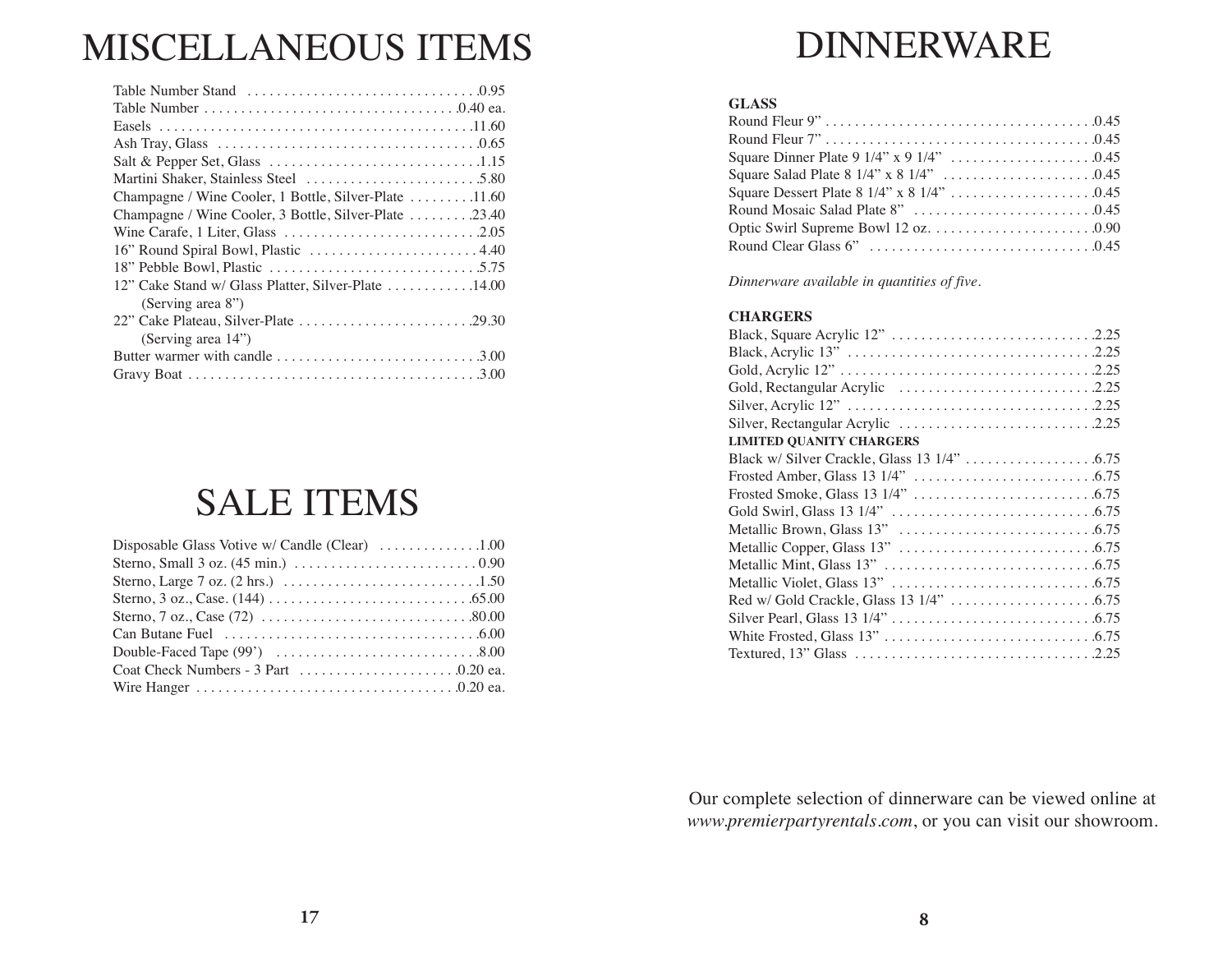# MISCELLANEOUS ITEMS

| Item | Price |
|---|---|
| Table Number Stand | .0.95 |
| Table Number | .0.40 ea. |
| Easels | .11.60 |
| Ash Tray, Glass | .0.65 |
| Salt & Pepper Set, Glass | .1.15 |
| Martini Shaker, Stainless Steel | .5.80 |
| Champagne / Wine Cooler, 1 Bottle, Silver-Plate | .11.60 |
| Champagne / Wine Cooler, 3 Bottle, Silver-Plate | .23.40 |
| Wine Carafe, 1 Liter, Glass | .2.05 |
| 16" Round Spiral Bowl, Plastic | 4.40 |
| 18" Pebble Bowl, Plastic | .5.75 |
| 12" Cake Stand w/ Glass Platter, Silver-Plate (Serving area 8") | .14.00 |
| 22" Cake Plateau, Silver-Plate (Serving area 14") | .29.30 |
| Butter warmer with candle | .3.00 |
| Gravy Boat | .3.00 |

# SALE ITEMS

| Item | Price |
|---|---|
| Disposable Glass Votive w/ Candle (Clear) | .1.00 |
| Sterno, Small 3 oz. (45 min.) | 0.90 |
| Sterno, Large 7 oz. (2 hrs.) | .1.50 |
| Sterno, 3 oz., Case. (144) | .65.00 |
| Sterno, 7 oz., Case (72) | .80.00 |
| Can Butane Fuel | .6.00 |
| Double-Faced Tape (99') | .8.00 |
| Coat Check Numbers - 3 Part | .0.20 ea. |
| Wire Hanger | .0.20 ea. |

# DINNERWARE

**GLASS**

| Item | Price |
|---|---|
| Round Fleur 9" | .0.45 |
| Round Fleur 7" | .0.45 |
| Square Dinner Plate 9 1/4" x 9 1/4" | .0.45 |
| Square Salad Plate 8 1/4" x 8 1/4" | .0.45 |
| Square Dessert Plate 8 1/4" x 8 1/4" | .0.45 |
| Round Mosaic Salad Plate 8" | .0.45 |
| Optic Swirl Supreme Bowl 12 oz. | .0.90 |
| Round Clear Glass 6" | .0.45 |

*Dinnerware available in quantities of five.*

**CHARGERS**

| Item | Price |
|---|---|
| Black, Square Acrylic 12" | .2.25 |
| Black, Acrylic 13" | .2.25 |
| Gold, Acrylic 12" | .2.25 |
| Gold, Rectangular Acrylic | .2.25 |
| Silver, Acrylic 12" | .2.25 |
| Silver, Rectangular Acrylic | .2.25 |

**LIMITED QUANITY CHARGERS**

| Item | Price |
|---|---|
| Black w/ Silver Crackle, Glass 13 1/4" | .6.75 |
| Frosted Amber, Glass 13 1/4" | .6.75 |
| Frosted Smoke, Glass 13 1/4" | .6.75 |
| Gold Swirl, Glass 13 1/4" | .6.75 |
| Metallic Brown, Glass 13" | .6.75 |
| Metallic Copper, Glass 13" | .6.75 |
| Metallic Mint, Glass 13" | .6.75 |
| Metallic Violet, Glass 13" | .6.75 |
| Red w/ Gold Crackle, Glass 13 1/4" | .6.75 |
| Silver Pearl, Glass 13 1/4" | .6.75 |
| White Frosted, Glass 13" | .6.75 |
| Textured, 13" Glass | .2.25 |

Our complete selection of dinnerware can be viewed online at *www.premierpartyrentals.com*, or you can visit our showroom.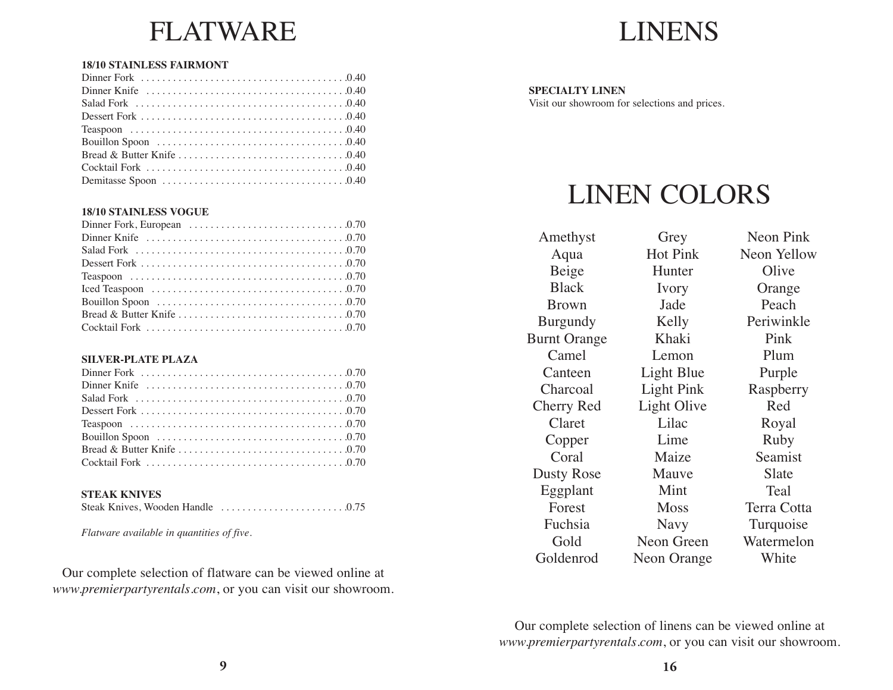# FLATWARE

**18/10 STAINLESS FAIRMONT**

| Item | Price |
|---|---|
| Dinner Fork | 0.40 |
| Dinner Knife | 0.40 |
| Salad Fork | 0.40 |
| Dessert Fork | 0.40 |
| Teaspoon | 0.40 |
| Bouillon Spoon | 0.40 |
| Bread & Butter Knife | 0.40 |
| Cocktail Fork | 0.40 |
| Demitasse Spoon | 0.40 |

**18/10 STAINLESS VOGUE**

| Item | Price |
|---|---|
| Dinner Fork, European | 0.70 |
| Dinner Knife | 0.70 |
| Salad Fork | 0.70 |
| Dessert Fork | 0.70 |
| Teaspoon | 0.70 |
| Iced Teaspoon | 0.70 |
| Bouillon Spoon | 0.70 |
| Bread & Butter Knife | 0.70 |
| Cocktail Fork | 0.70 |

**SILVER-PLATE PLAZA**

| Item | Price |
|---|---|
| Dinner Fork | 0.70 |
| Dinner Knife | 0.70 |
| Salad Fork | 0.70 |
| Dessert Fork | 0.70 |
| Teaspoon | 0.70 |
| Bouillon Spoon | 0.70 |
| Bread & Butter Knife | 0.70 |
| Cocktail Fork | 0.70 |

**STEAK KNIVES**

| Item | Price |
|---|---|
| Steak Knives, Wooden Handle | 0.75 |

*Flatware available in quantities of five.*

Our complete selection of flatware can be viewed online at *www.premierpartyrentals.com*, or you can visit our showroom.

# LINENS

**SPECIALTY LINEN**
Visit our showroom for selections and prices.

# LINEN COLORS

| | | |
|---|---|---|
| Amethyst | Grey | Neon Pink |
| Aqua | Hot Pink | Neon Yellow |
| Beige | Hunter | Olive |
| Black | Ivory | Orange |
| Brown | Jade | Peach |
| Burgundy | Kelly | Periwinkle |
| Burnt Orange | Khaki | Pink |
| Camel | Lemon | Plum |
| Canteen | Light Blue | Purple |
| Charcoal | Light Pink | Raspberry |
| Cherry Red | Light Olive | Red |
| Claret | Lilac | Royal |
| Copper | Lime | Ruby |
| Coral | Maize | Seamist |
| Dusty Rose | Mauve | Slate |
| Eggplant | Mint | Teal |
| Forest | Moss | Terra Cotta |
| Fuchsia | Navy | Turquoise |
| Gold | Neon Green | Watermelon |
| Goldenrod | Neon Orange | White |

Our complete selection of linens can be viewed online at *www.premierpartyrentals.com*, or you can visit our showroom.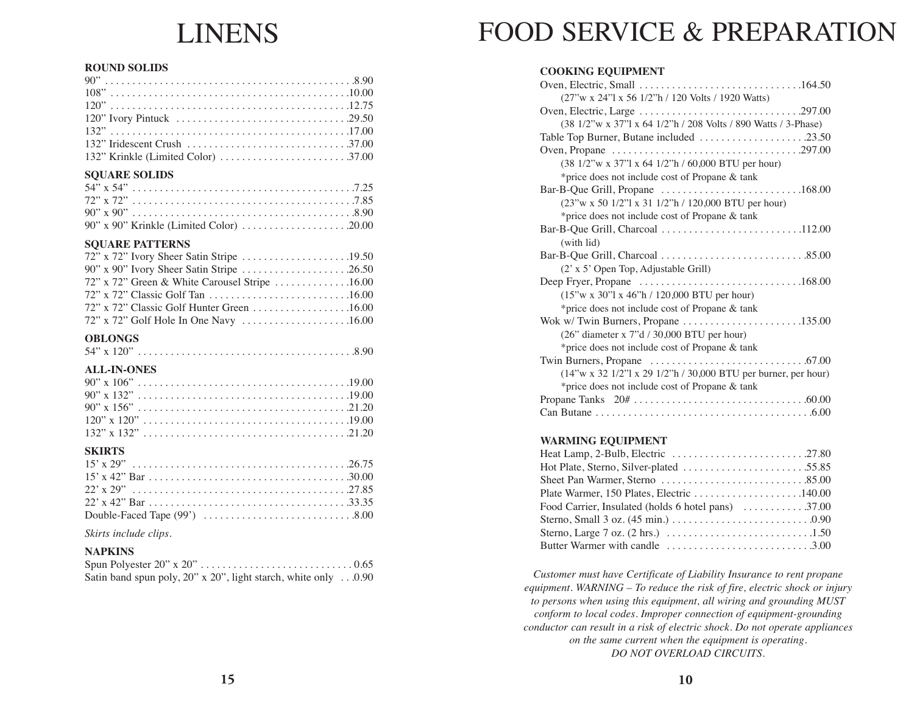# LINENS

### ROUND SOLIDS

| Item | Price |
|---|---|
| 90” | 8.90 |
| 108” | 10.00 |
| 120” | 12.75 |
| 120” Ivory Pintuck | 29.50 |
| 132” | 17.00 |
| 132” Iridescent Crush | 37.00 |
| 132” Krinkle (Limited Color) | 37.00 |

### SQUARE SOLIDS

| Item | Price |
|---|---|
| 54” x 54” | 7.25 |
| 72” x 72” | 7.85 |
| 90” x 90” | 8.90 |
| 90” x 90” Krinkle (Limited Color) | 20.00 |

### SQUARE PATTERNS

| Item | Price |
|---|---|
| 72” x 72” Ivory Sheer Satin Stripe | 19.50 |
| 90” x 90” Ivory Sheer Satin Stripe | 26.50 |
| 72” x 72” Green & White Carousel Stripe | 16.00 |
| 72” x 72” Classic Golf Tan | 16.00 |
| 72” x 72” Classic Golf Hunter Green | 16.00 |
| 72” x 72” Golf Hole In One Navy | 16.00 |

### OBLONGS

| Item | Price |
|---|---|
| 54” x 120” | 8.90 |

### ALL-IN-ONES

| Item | Price |
|---|---|
| 90” x 106” | 19.00 |
| 90” x 132” | 19.00 |
| 90” x 156” | 21.20 |
| 120” x 120” | 19.00 |
| 132” x 132” | 21.20 |

### SKIRTS

| Item | Price |
|---|---|
| 15’ x 29” | 26.75 |
| 15’ x 42” Bar | 30.00 |
| 22’ x 29” | 27.85 |
| 22’ x 42” Bar | 33.35 |
| Double-Faced Tape (99’) | 8.00 |

*Skirts include clips.*

### NAPKINS

| Item | Price |
|---|---|
| Spun Polyester 20” x 20” | 0.65 |
| Satin band spun poly, 20” x 20”, light starch, white only | 0.90 |

# FOOD SERVICE & PREPARATION

### COOKING EQUIPMENT

| Item | Price |
|---|---|
| Oven, Electric, Small (27”w x 24”l x 56 1/2”h / 120 Volts / 1920 Watts) | 164.50 |
| Oven, Electric, Large (38 1/2”w x 37”l x 64 1/2”h / 208 Volts / 890 Watts / 3-Phase) | 297.00 |
| Table Top Burner, Butane included | 23.50 |
| Oven, Propane (38 1/2”w x 37”l x 64 1/2”h / 60,000 BTU per hour) *price does not include cost of Propane & tank | 297.00 |
| Bar-B-Que Grill, Propane (23”w x 50 1/2”l x 31 1/2”h / 120,000 BTU per hour) *price does not include cost of Propane & tank | 168.00 |
| Bar-B-Que Grill, Charcoal (with lid) | 112.00 |
| Bar-B-Que Grill, Charcoal (2’ x 5’ Open Top, Adjustable Grill) | 85.00 |
| Deep Fryer, Propane (15”w x 30”l x 46”h / 120,000 BTU per hour) *price does not include cost of Propane & tank | 168.00 |
| Wok w/ Twin Burners, Propane (26” diameter x 7”d / 30,000 BTU per hour) *price does not include cost of Propane & tank | 135.00 |
| Twin Burners, Propane (14”w x 32 1/2”l x 29 1/2”h / 30,000 BTU per burner, per hour) *price does not include cost of Propane & tank | 67.00 |
| Propane Tanks 20# | 60.00 |
| Can Butane | 6.00 |

### WARMING EQUIPMENT

| Item | Price |
|---|---|
| Heat Lamp, 2-Bulb, Electric | 27.80 |
| Hot Plate, Sterno, Silver-plated | 55.85 |
| Sheet Pan Warmer, Sterno | 85.00 |
| Plate Warmer, 150 Plates, Electric | 140.00 |
| Food Carrier, Insulated (holds 6 hotel pans) | 37.00 |
| Sterno, Small 3 oz. (45 min.) | 0.90 |
| Sterno, Large 7 oz. (2 hrs.) | 1.50 |
| Butter Warmer with candle | 3.00 |

*Customer must have Certificate of Liability Insurance to rent propane equipment. WARNING – To reduce the risk of fire, electric shock or injury to persons when using this equipment, all wiring and grounding MUST conform to local codes. Improper connection of equipment-grounding conductor can result in a risk of electric shock. Do not operate appliances on the same current when the equipment is operating. DO NOT OVERLOAD CIRCUITS.*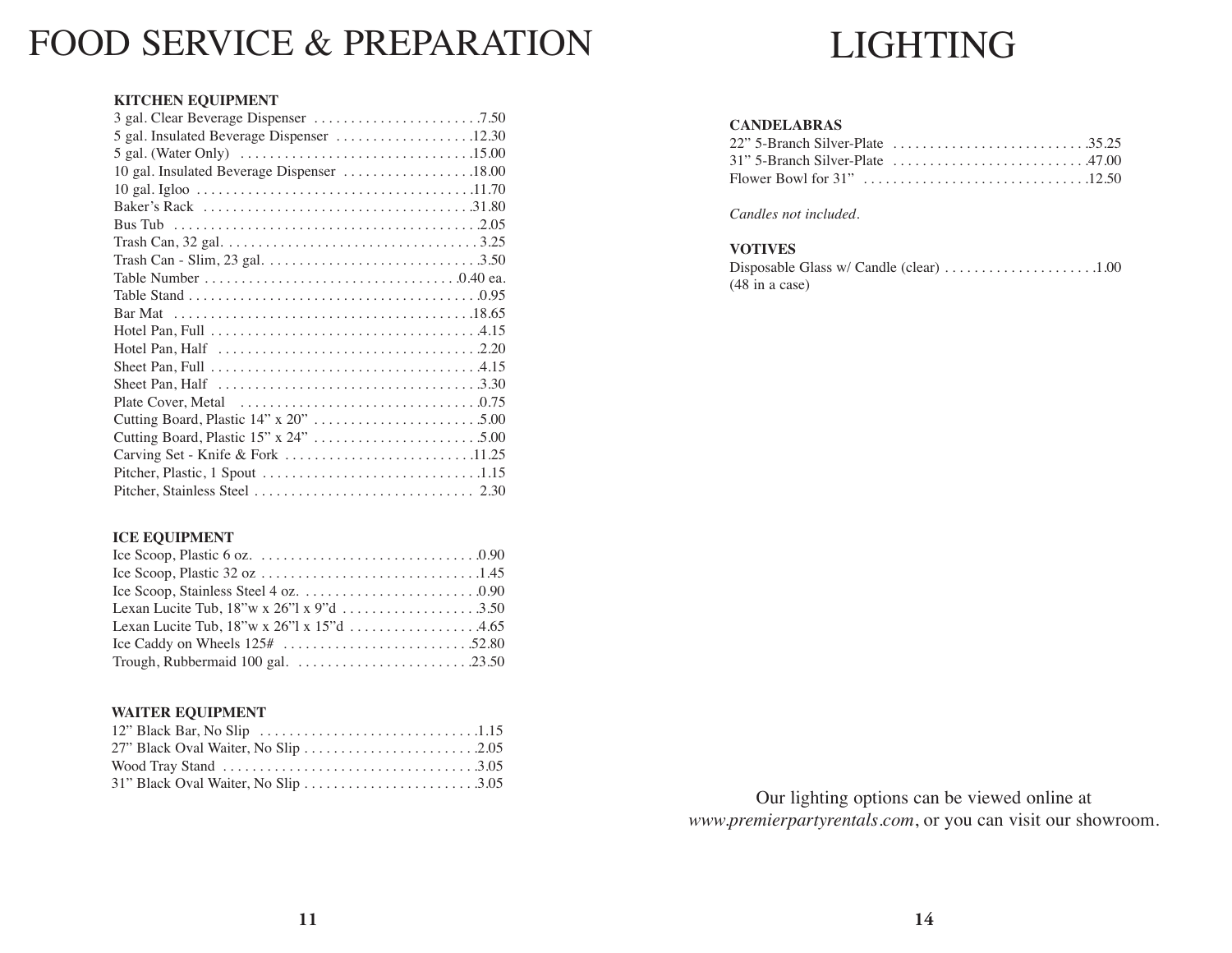# FOOD SERVICE & PREPARATION

### KITCHEN EQUIPMENT

| Item | Price |
|---|---|
| 3 gal. Clear Beverage Dispenser | 7.50 |
| 5 gal. Insulated Beverage Dispenser | 12.30 |
| 5 gal. (Water Only) | 15.00 |
| 10 gal. Insulated Beverage Dispenser | 18.00 |
| 10 gal. Igloo | 11.70 |
| Baker's Rack | 31.80 |
| Bus Tub | 2.05 |
| Trash Can, 32 gal. | 3.25 |
| Trash Can - Slim, 23 gal. | 3.50 |
| Table Number | 0.40 ea. |
| Table Stand | 0.95 |
| Bar Mat | 18.65 |
| Hotel Pan, Full | 4.15 |
| Hotel Pan, Half | 2.20 |
| Sheet Pan, Full | 4.15 |
| Sheet Pan, Half | 3.30 |
| Plate Cover, Metal | 0.75 |
| Cutting Board, Plastic 14" x 20" | 5.00 |
| Cutting Board, Plastic 15" x 24" | 5.00 |
| Carving Set - Knife & Fork | 11.25 |
| Pitcher, Plastic, 1 Spout | 1.15 |
| Pitcher, Stainless Steel | 2.30 |

### ICE EQUIPMENT

| Item | Price |
|---|---|
| Ice Scoop, Plastic 6 oz. | 0.90 |
| Ice Scoop, Plastic 32 oz | 1.45 |
| Ice Scoop, Stainless Steel 4 oz. | 0.90 |
| Lexan Lucite Tub, 18"w x 26"l x 9"d | 3.50 |
| Lexan Lucite Tub, 18"w x 26"l x 15"d | 4.65 |
| Ice Caddy on Wheels 125# | 52.80 |
| Trough, Rubbermaid 100 gal. | 23.50 |

### WAITER EQUIPMENT

| Item | Price |
|---|---|
| 12" Black Bar, No Slip | 1.15 |
| 27" Black Oval Waiter, No Slip | 2.05 |
| Wood Tray Stand | 3.05 |
| 31" Black Oval Waiter, No Slip | 3.05 |

# LIGHTING

### CANDELABRAS

| Item | Price |
|---|---|
| 22" 5-Branch Silver-Plate | 35.25 |
| 31" 5-Branch Silver-Plate | 47.00 |
| Flower Bowl for 31" | 12.50 |

*Candles not included.*

### VOTIVES

| Item | Price |
|---|---|
| Disposable Glass w/ Candle (clear) (48 in a case) | 1.00 |

Our lighting options can be viewed online at *www.premierpartyrentals.com*, or you can visit our showroom.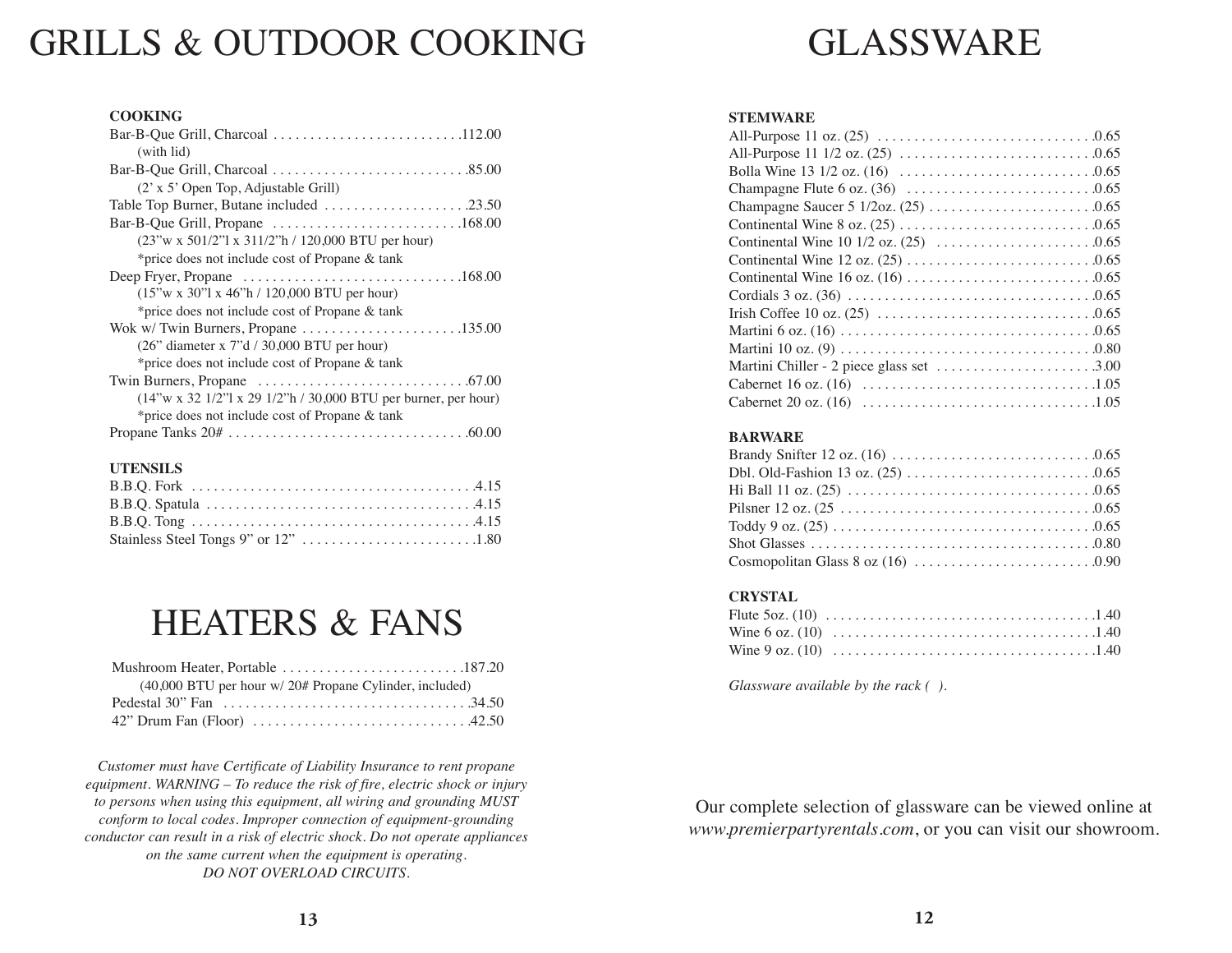# GRILLS & OUTDOOR COOKING

**COOKING**

Bar-B-Que Grill, Charcoal . . . . . . . . . . . . . . . . . . . . . . . . . .112.00
(with lid)

Bar-B-Que Grill, Charcoal . . . . . . . . . . . . . . . . . . . . . . . . . . .85.00
(2' x 5' Open Top, Adjustable Grill)

Table Top Burner, Butane included . . . . . . . . . . . . . . . . . . . .23.50

Bar-B-Que Grill, Propane . . . . . . . . . . . . . . . . . . . . . . . . . .168.00
(23"w x 501/2"l x 311/2"h / 120,000 BTU per hour)
*price does not include cost of Propane & tank

Deep Fryer, Propane . . . . . . . . . . . . . . . . . . . . . . . . . . . . . .168.00
(15"w x 30"l x 46"h / 120,000 BTU per hour)
*price does not include cost of Propane & tank

Wok w/ Twin Burners, Propane . . . . . . . . . . . . . . . . . . . . . .135.00
(26" diameter x 7"d / 30,000 BTU per hour)
*price does not include cost of Propane & tank

Twin Burners, Propane . . . . . . . . . . . . . . . . . . . . . . . . . . . .67.00
(14"w x 32 1/2"l x 29 1/2"h / 30,000 BTU per burner, per hour)
*price does not include cost of Propane & tank

Propane Tanks 20# . . . . . . . . . . . . . . . . . . . . . . . . . . . . . . . .60.00

**UTENSILS**

B.B.Q. Fork . . . . . . . . . . . . . . . . . . . . . . . . . . . . . . . . . . . . . .4.15

B.B.Q. Spatula . . . . . . . . . . . . . . . . . . . . . . . . . . . . . . . . . . . .4.15

B.B.Q. Tong . . . . . . . . . . . . . . . . . . . . . . . . . . . . . . . . . . . . . .4.15

Stainless Steel Tongs 9" or 12" . . . . . . . . . . . . . . . . . . . . . . . .1.80

# HEATERS & FANS

Mushroom Heater, Portable . . . . . . . . . . . . . . . . . . . . . . . . .187.20
(40,000 BTU per hour w/ 20# Propane Cylinder, included)

Pedestal 30" Fan . . . . . . . . . . . . . . . . . . . . . . . . . . . . . . . . . .34.50

42" Drum Fan (Floor) . . . . . . . . . . . . . . . . . . . . . . . . . . . . . .42.50

*Customer must have Certificate of Liability Insurance to rent propane equipment. WARNING – To reduce the risk of fire, electric shock or injury to persons when using this equipment, all wiring and grounding MUST conform to local codes. Improper connection of equipment-grounding conductor can result in a risk of electric shock. Do not operate appliances on the same current when the equipment is operating. DO NOT OVERLOAD CIRCUITS.*

# GLASSWARE

**STEMWARE**

All-Purpose 11 oz. (25) . . . . . . . . . . . . . . . . . . . . . . . . . . . . .0.65

All-Purpose 11 1/2 oz. (25) . . . . . . . . . . . . . . . . . . . . . . . . . .0.65

Bolla Wine 13 1/2 oz. (16) . . . . . . . . . . . . . . . . . . . . . . . . . .0.65

Champagne Flute 6 oz. (36) . . . . . . . . . . . . . . . . . . . . . . . . .0.65

Champagne Saucer 5 1/2oz. (25) . . . . . . . . . . . . . . . . . . . . . .0.65

Continental Wine 8 oz. (25) . . . . . . . . . . . . . . . . . . . . . . . . . .0.65

Continental Wine 10 1/2 oz. (25) . . . . . . . . . . . . . . . . . . . . .0.65

Continental Wine 12 oz. (25) . . . . . . . . . . . . . . . . . . . . . . . . .0.65

Continental Wine 16 oz. (16) . . . . . . . . . . . . . . . . . . . . . . . . .0.65

Cordials 3 oz. (36) . . . . . . . . . . . . . . . . . . . . . . . . . . . . . . . . .0.65

Irish Coffee 10 oz. (25) . . . . . . . . . . . . . . . . . . . . . . . . . . . . .0.65

Martini 6 oz. (16) . . . . . . . . . . . . . . . . . . . . . . . . . . . . . . . . . .0.65

Martini 10 oz. (9) . . . . . . . . . . . . . . . . . . . . . . . . . . . . . . . . . .0.80

Martini Chiller - 2 piece glass set . . . . . . . . . . . . . . . . . . . . . .3.00

Cabernet 16 oz. (16) . . . . . . . . . . . . . . . . . . . . . . . . . . . . . . .1.05

Cabernet 20 oz. (16) . . . . . . . . . . . . . . . . . . . . . . . . . . . . . . .1.05

**BARWARE**

Brandy Snifter 12 oz. (16) . . . . . . . . . . . . . . . . . . . . . . . . . . .0.65

Dbl. Old-Fashion 13 oz. (25) . . . . . . . . . . . . . . . . . . . . . . . . .0.65

Hi Ball 11 oz. (25) . . . . . . . . . . . . . . . . . . . . . . . . . . . . . . . . .0.65

Pilsner 12 oz. (25 . . . . . . . . . . . . . . . . . . . . . . . . . . . . . . . . . .0.65

Toddy 9 oz. (25) . . . . . . . . . . . . . . . . . . . . . . . . . . . . . . . . . . .0.65

Shot Glasses . . . . . . . . . . . . . . . . . . . . . . . . . . . . . . . . . . . . . .0.80

Cosmopolitan Glass 8 oz (16) . . . . . . . . . . . . . . . . . . . . . . . . .0.90

**CRYSTAL**

Flute 5oz. (10) . . . . . . . . . . . . . . . . . . . . . . . . . . . . . . . . . . . .1.40

Wine 6 oz. (10) . . . . . . . . . . . . . . . . . . . . . . . . . . . . . . . . . . .1.40

Wine 9 oz. (10) . . . . . . . . . . . . . . . . . . . . . . . . . . . . . . . . . . .1.40

*Glassware available by the rack ( ).*

Our complete selection of glassware can be viewed online at *www.premierpartyrentals.com*, or you can visit our showroom.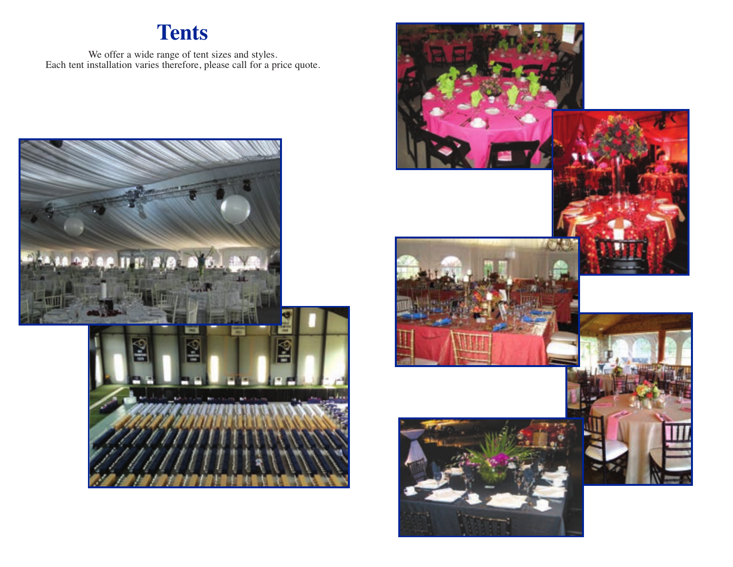# Tents

We offer a wide range of tent sizes and styles.
Each tent installation varies therefore, please call for a price quote.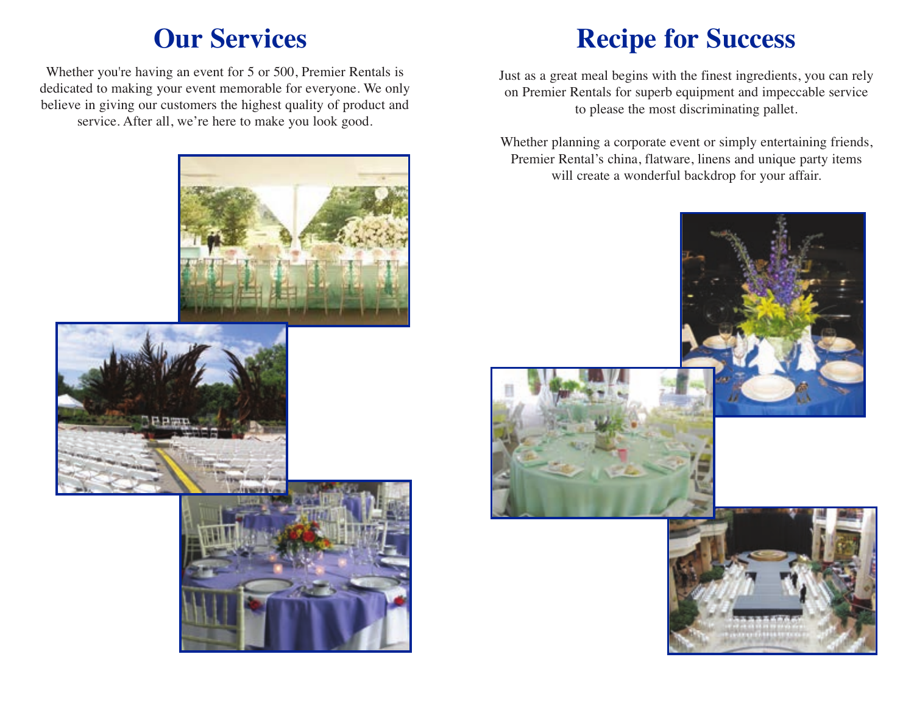# Our Services

Whether you're having an event for 5 or 500, Premier Rentals is dedicated to making your event memorable for everyone. We only believe in giving our customers the highest quality of product and service. After all, we're here to make you look good.

# Recipe for Success

Just as a great meal begins with the finest ingredients, you can rely on Premier Rentals for superb equipment and impeccable service to please the most discriminating pallet.

Whether planning a corporate event or simply entertaining friends, Premier Rental's china, flatware, linens and unique party items will create a wonderful backdrop for your affair.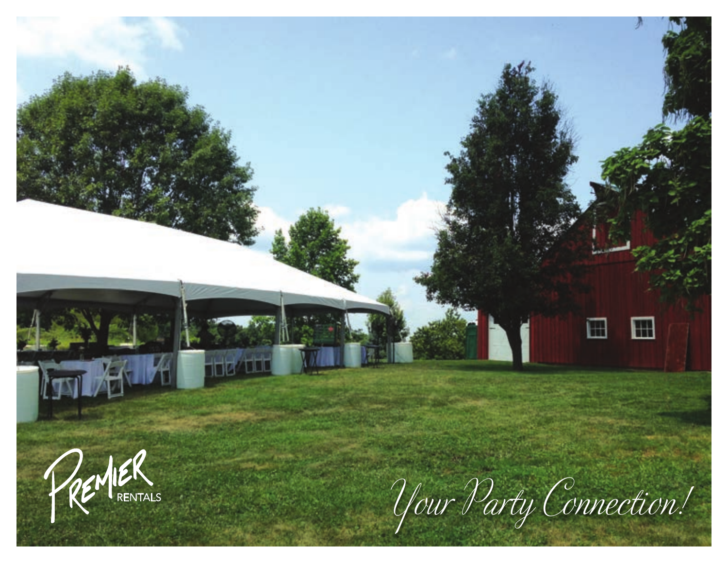PREMIER RENTALS

*Your Party Connection!*